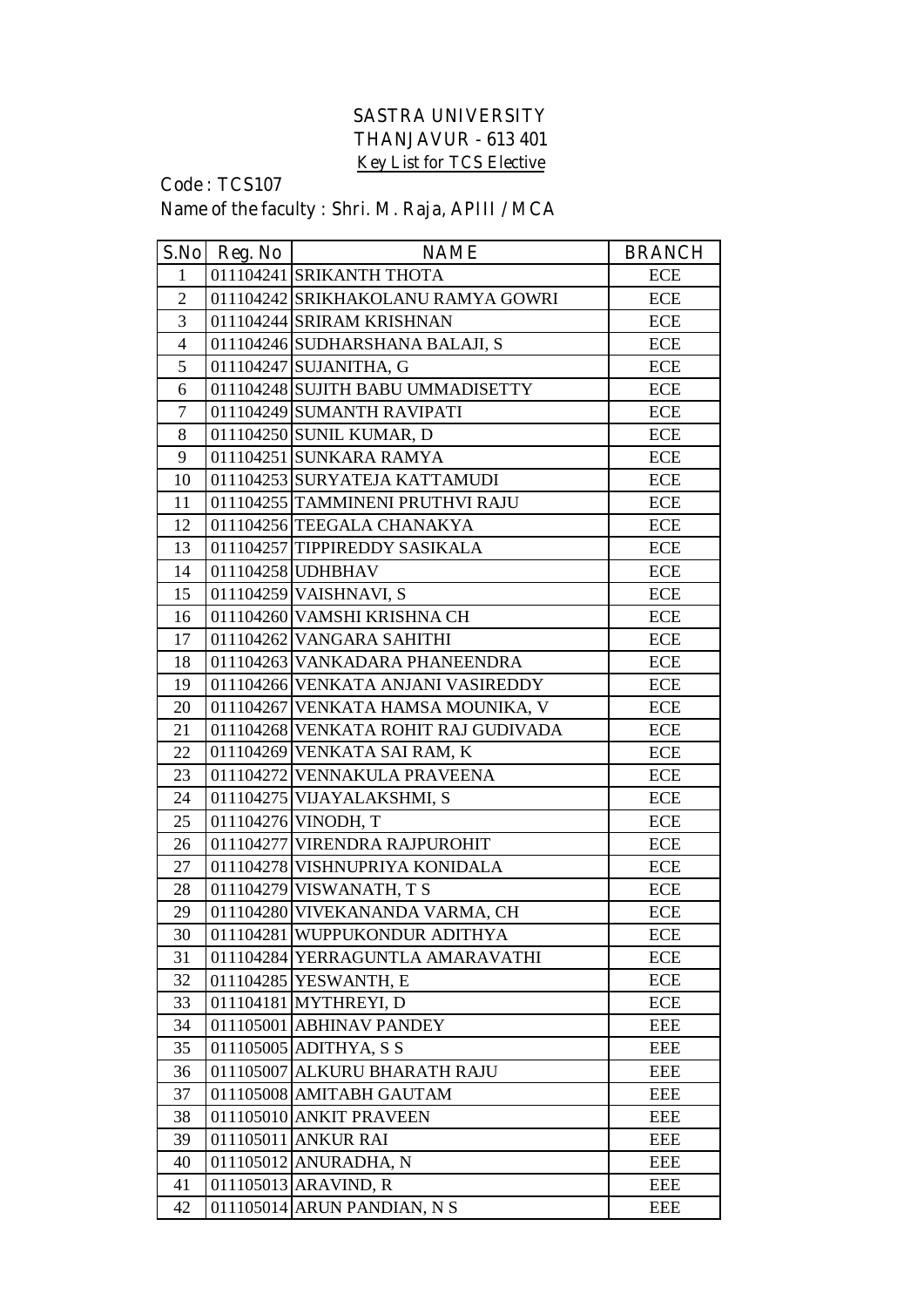# SASTRA UNIVERSITY

## THANJAVUR - 613 401

### Key List for TCS Elective

Code : TCS107

Name of the faculty : Shri. M. Raja, APIII / MCA

| S.No | Reg. No | NAME | BRANCH |
|---|---|---|---|
| 1 | 011104241 | SRIKANTH THOTA | ECE |
| 2 | 011104242 | SRIKHAKOLANU RAMYA GOWRI | ECE |
| 3 | 011104244 | SRIRAM KRISHNAN | ECE |
| 4 | 011104246 | SUDHARSHANA BALAJI, S | ECE |
| 5 | 011104247 | SUJANITHA, G | ECE |
| 6 | 011104248 | SUJITH BABU UMMADISETTY | ECE |
| 7 | 011104249 | SUMANTH RAVIPATI | ECE |
| 8 | 011104250 | SUNIL KUMAR, D | ECE |
| 9 | 011104251 | SUNKARA RAMYA | ECE |
| 10 | 011104253 | SURYATEJA KATTAMUDI | ECE |
| 11 | 011104255 | TAMMINENI PRUTHVI RAJU | ECE |
| 12 | 011104256 | TEEGALA CHANAKYA | ECE |
| 13 | 011104257 | TIPPIREDDY SASIKALA | ECE |
| 14 | 011104258 | UDHBHAV | ECE |
| 15 | 011104259 | VAISHNAVI, S | ECE |
| 16 | 011104260 | VAMSHI KRISHNA CH | ECE |
| 17 | 011104262 | VANGARA SAHITHI | ECE |
| 18 | 011104263 | VANKADARA PHANEENDRA | ECE |
| 19 | 011104266 | VENKATA ANJANI VASIREDDY | ECE |
| 20 | 011104267 | VENKATA HAMSA MOUNIKA, V | ECE |
| 21 | 011104268 | VENKATA ROHIT RAJ GUDIVADA | ECE |
| 22 | 011104269 | VENKATA SAI RAM, K | ECE |
| 23 | 011104272 | VENNAKULA PRAVEENA | ECE |
| 24 | 011104275 | VIJAYALAKSHMI, S | ECE |
| 25 | 011104276 | VINODH, T | ECE |
| 26 | 011104277 | VIRENDRA RAJPUROHIT | ECE |
| 27 | 011104278 | VISHNUPRIYA KONIDALA | ECE |
| 28 | 011104279 | VISWANATH, T S | ECE |
| 29 | 011104280 | VIVEKANANDA VARMA, CH | ECE |
| 30 | 011104281 | WUPPUKONDUR ADITHYA | ECE |
| 31 | 011104284 | YERRAGUNTLA AMARAVATHI | ECE |
| 32 | 011104285 | YESWANTH, E | ECE |
| 33 | 011104181 | MYTHREYI, D | ECE |
| 34 | 011105001 | ABHINAV PANDEY | EEE |
| 35 | 011105005 | ADITHYA, S S | EEE |
| 36 | 011105007 | ALKURU BHARATH RAJU | EEE |
| 37 | 011105008 | AMITABH GAUTAM | EEE |
| 38 | 011105010 | ANKIT PRAVEEN | EEE |
| 39 | 011105011 | ANKUR RAI | EEE |
| 40 | 011105012 | ANURADHA, N | EEE |
| 41 | 011105013 | ARAVIND, R | EEE |
| 42 | 011105014 | ARUN PANDIAN, N S | EEE |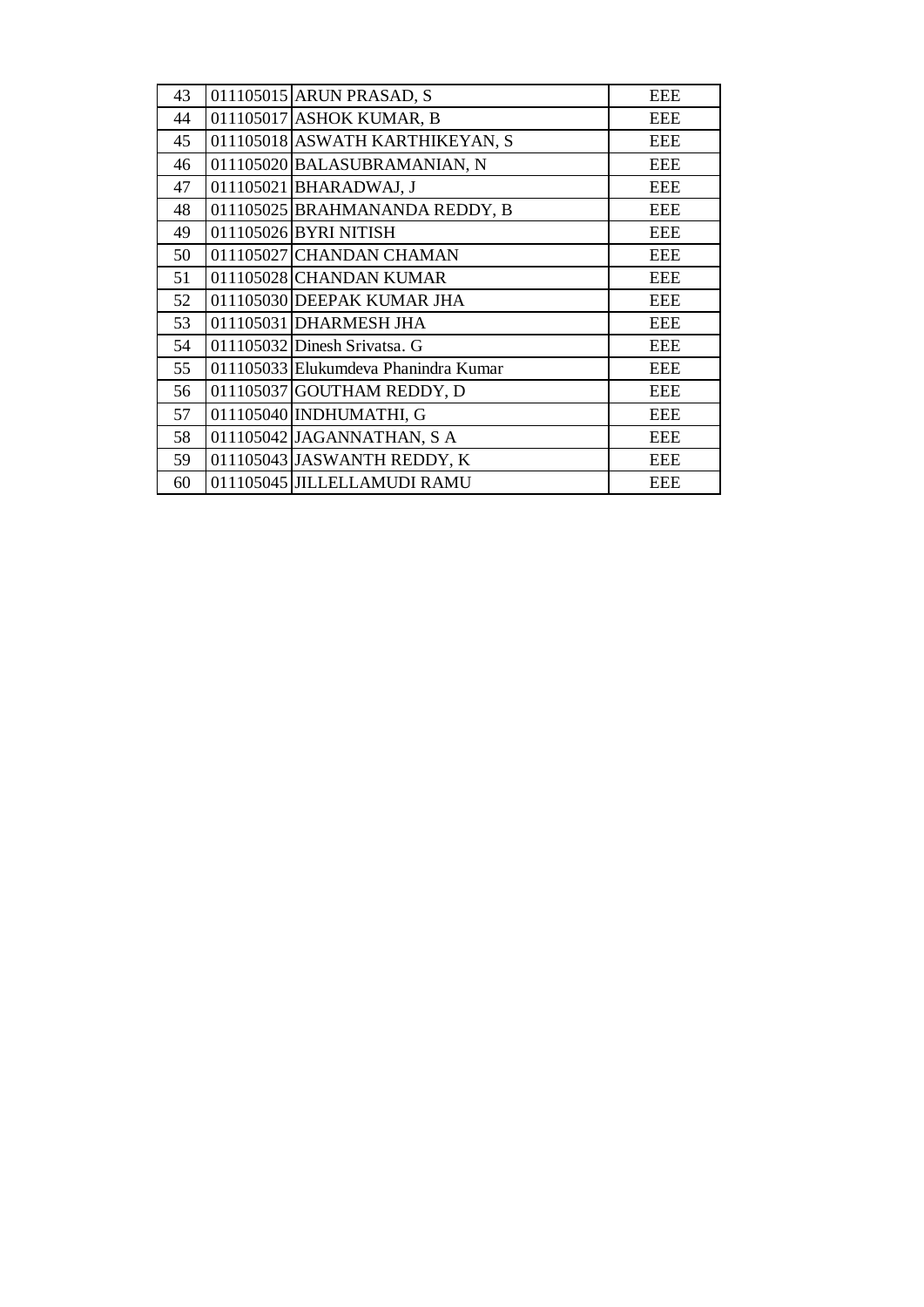| | | | |
|---|---|---|---|
| 43 | 011105015 | ARUN PRASAD, S | EEE |
| 44 | 011105017 | ASHOK KUMAR, B | EEE |
| 45 | 011105018 | ASWATH KARTHIKEYAN, S | EEE |
| 46 | 011105020 | BALASUBRAMANIAN, N | EEE |
| 47 | 011105021 | BHARADWAJ, J | EEE |
| 48 | 011105025 | BRAHMANANDA REDDY, B | EEE |
| 49 | 011105026 | BYRI NITISH | EEE |
| 50 | 011105027 | CHANDAN CHAMAN | EEE |
| 51 | 011105028 | CHANDAN KUMAR | EEE |
| 52 | 011105030 | DEEPAK KUMAR JHA | EEE |
| 53 | 011105031 | DHARMESH JHA | EEE |
| 54 | 011105032 | Dinesh Srivatsa. G | EEE |
| 55 | 011105033 | Elukumdeva Phanindra Kumar | EEE |
| 56 | 011105037 | GOUTHAM REDDY, D | EEE |
| 57 | 011105040 | INDHUMATHI, G | EEE |
| 58 | 011105042 | JAGANNATHAN, S A | EEE |
| 59 | 011105043 | JASWANTH REDDY, K | EEE |
| 60 | 011105045 | JILLELLAMUDI RAMU | EEE |